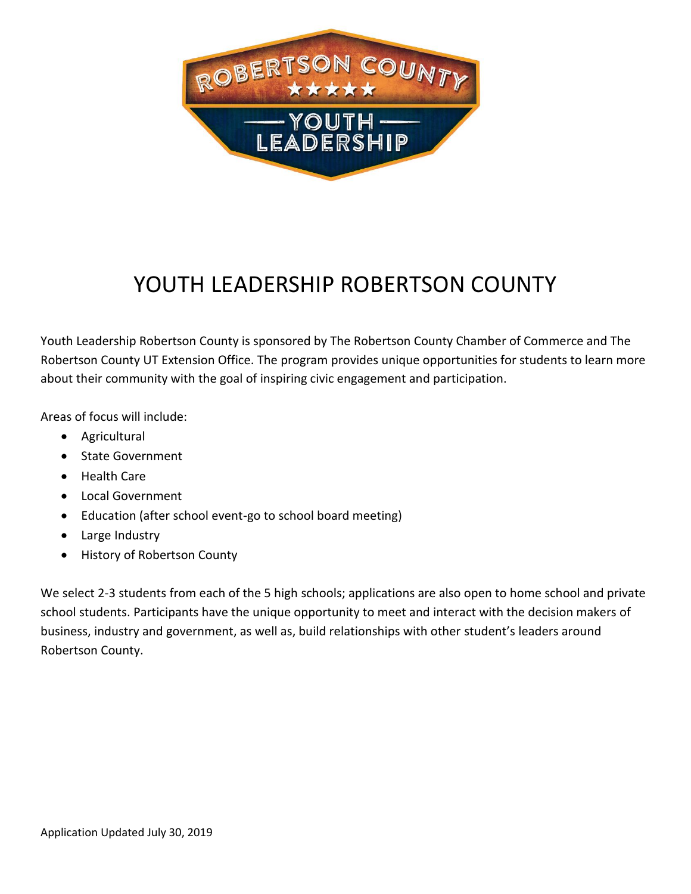# YOUTH LEADERSHIP ROBERTSON COUNTY

Youth Leadership Robertson County is sponsored by The Robertson County Chamber of Commerce and The Robertson County UT Extension Office. The program provides unique opportunities for students to learn more about their community with the goal of inspiring civic engagement and participation.

Areas of focus will include:

- Agricultural
- State Government
- Health Care
- Local Government
- Education (after school event-go to school board meeting)
- Large Industry
- History of Robertson County

We select 2-3 students from each of the 5 high schools; applications are also open to home school and private school students. Participants have the unique opportunity to meet and interact with the decision makers of business, industry and government, as well as, build relationships with other student's leaders around Robertson County.

Application Updated July 30, 2019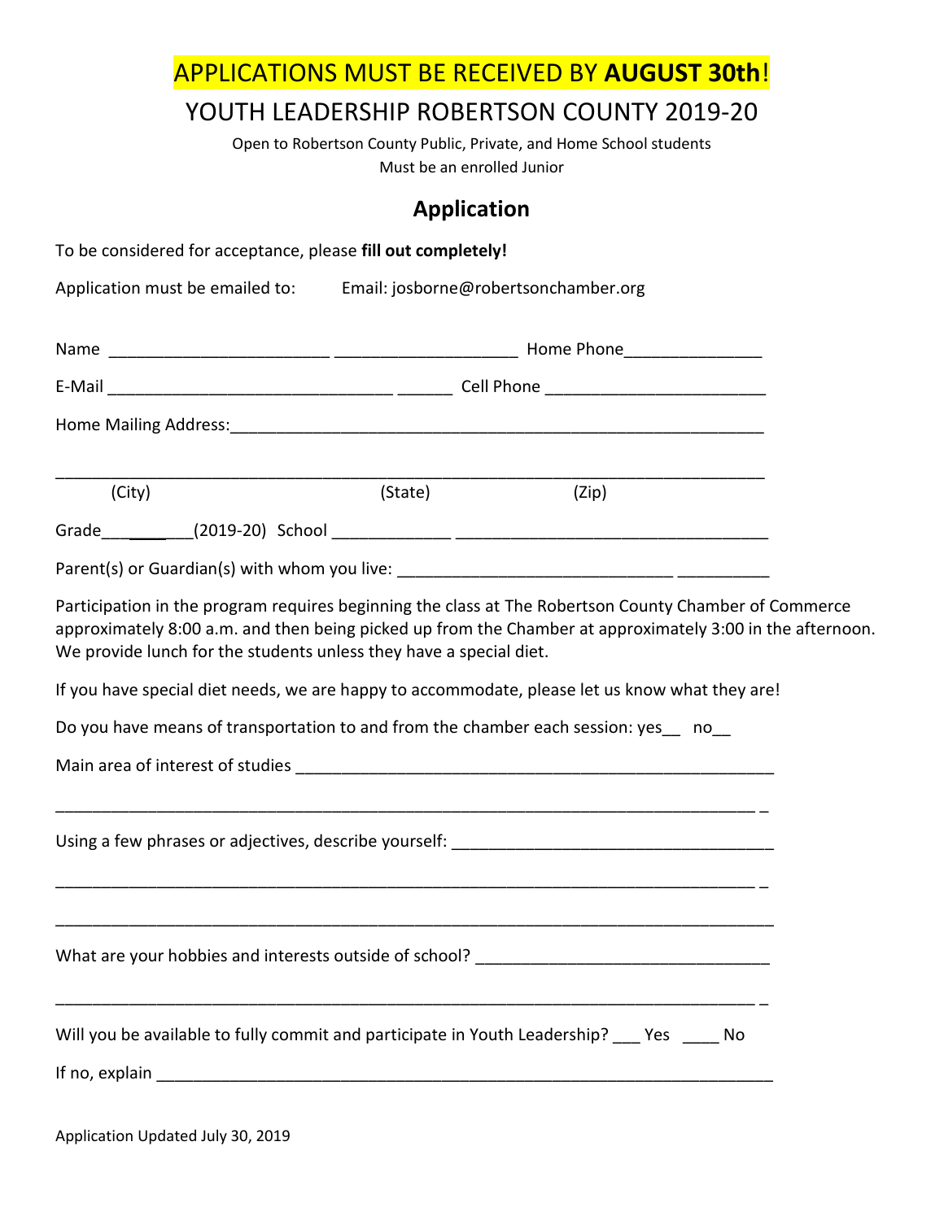APPLICATIONS MUST BE RECEIVED BY **AUGUST 30th**!

## YOUTH LEADERSHIP ROBERTSON COUNTY 2019-20

Open to Robertson County Public, Private, and Home School students

Must be an enrolled Junior

### Application

To be considered for acceptance, please **fill out completely!**

Application must be emailed to: Email: josborne@robertsonchamber.org

Name ________________________ ____________________ Home Phone_______________

E-Mail _______________________________ ______ Cell Phone ________________________

Home Mailing Address:___________________________________________________________

_____________________________________________________________________________

(City) (State) (Zip)

Grade___________(2019-20) School _____________ __________________________________

Parent(s) or Guardian(s) with whom you live: ______________________________ __________

Participation in the program requires beginning the class at The Robertson County Chamber of Commerce approximately 8:00 a.m. and then being picked up from the Chamber at approximately 3:00 in the afternoon. We provide lunch for the students unless they have a special diet.

If you have special diet needs, we are happy to accommodate, please let us know what they are!

Do you have means of transportation to and from the chamber each session: yes__ no__

Main area of interest of studies _____________________________________________________

_____________________________________________________________________________ _

Using a few phrases or adjectives, describe yourself: ___________________________________

_____________________________________________________________________________ _

_____________________________________________________________________________

What are your hobbies and interests outside of school? ________________________________

_____________________________________________________________________________ _

Will you be available to fully commit and participate in Youth Leadership? ___ Yes ____ No

If no, explain _____________________________________________________________________

Application Updated July 30, 2019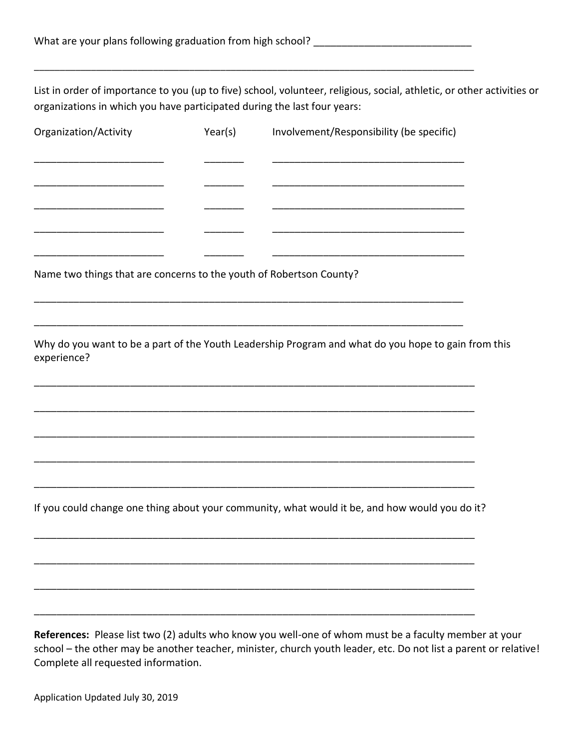What are your plans following graduation from high school? ____________________________

________________________________________________________________________________

List in order of importance to you (up to five) school, volunteer, religious, social, athletic, or other activities or organizations in which you have participated during the last four years:

| Organization/Activity | Year(s) | Involvement/Responsibility (be specific) |
|---|---|---|
| ________________________ | _______ | ___________________________________ |
| ________________________ | _______ | ___________________________________ |
| ________________________ | _______ | ___________________________________ |
| ________________________ | _______ | ___________________________________ |
| ________________________ | _______ | ___________________________________ |

Name two things that are concerns to the youth of Robertson County?

________________________________________________________________________________

________________________________________________________________________________

Why do you want to be a part of the Youth Leadership Program and what do you hope to gain from this experience?

________________________________________________________________________________

________________________________________________________________________________

________________________________________________________________________________

________________________________________________________________________________

________________________________________________________________________________

If you could change one thing about your community, what would it be, and how would you do it?

________________________________________________________________________________

________________________________________________________________________________

________________________________________________________________________________

________________________________________________________________________________

**References:** Please list two (2) adults who know you well-one of whom must be a faculty member at your school – the other may be another teacher, minister, church youth leader, etc. Do not list a parent or relative! Complete all requested information.

Application Updated July 30, 2019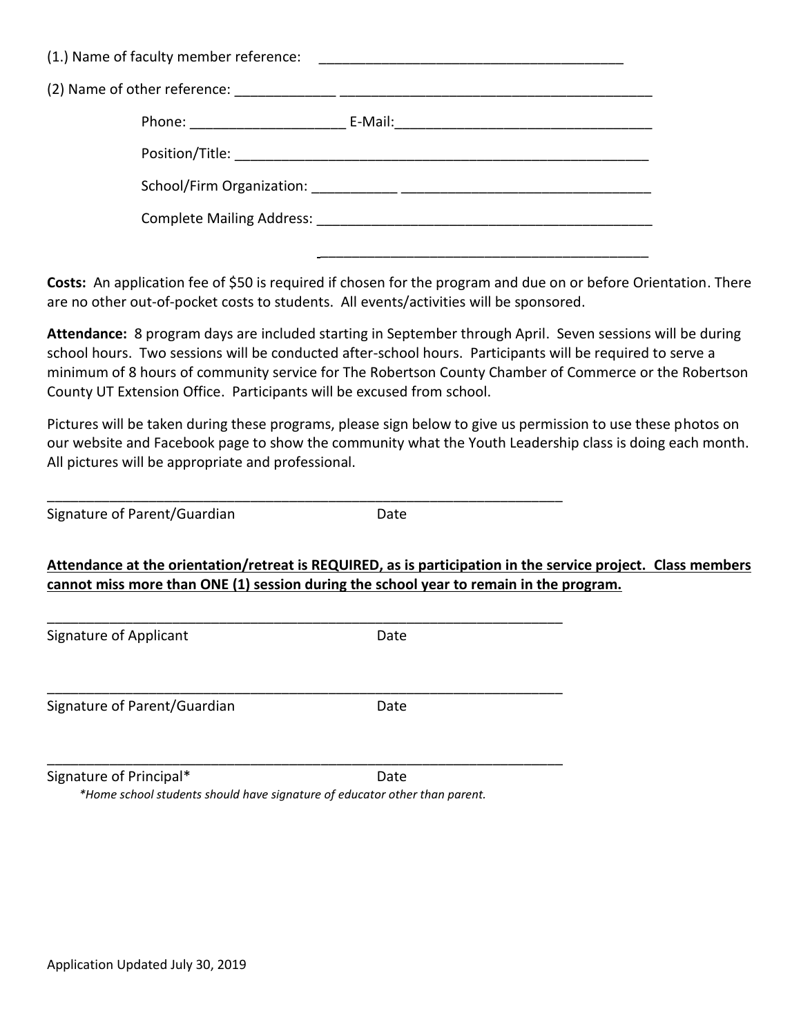(1.) Name of faculty member reference: _______________________________________

(2) Name of other reference: _____________ ________________________________________

Phone: ___________________ E-Mail:_________________________________

Position/Title: ______________________________________________________

School/Firm Organization: ___________ ________________________________

Complete Mailing Address: ____________________________________________

_________________________________________

**Costs:** An application fee of $50 is required if chosen for the program and due on or before Orientation. There are no other out-of-pocket costs to students. All events/activities will be sponsored.

**Attendance:** 8 program days are included starting in September through April. Seven sessions will be during school hours. Two sessions will be conducted after-school hours. Participants will be required to serve a minimum of 8 hours of community service for The Robertson County Chamber of Commerce or the Robertson County UT Extension Office. Participants will be excused from school.

Pictures will be taken during these programs, please sign below to give us permission to use these photos on our website and Facebook page to show the community what the Youth Leadership class is doing each month. All pictures will be appropriate and professional.

_____________________________________________________________________

Signature of Parent/Guardian Date

**Attendance at the orientation/retreat is REQUIRED, as is participation in the service project. Class members cannot miss more than ONE (1) session during the school year to remain in the program.**

_____________________________________________________________________

Signature of Applicant Date

_____________________________________________________________________

Signature of Parent/Guardian Date

_____________________________________________________________________

Signature of Principal* Date

*\*Home school students should have signature of educator other than parent.*

Application Updated July 30, 2019